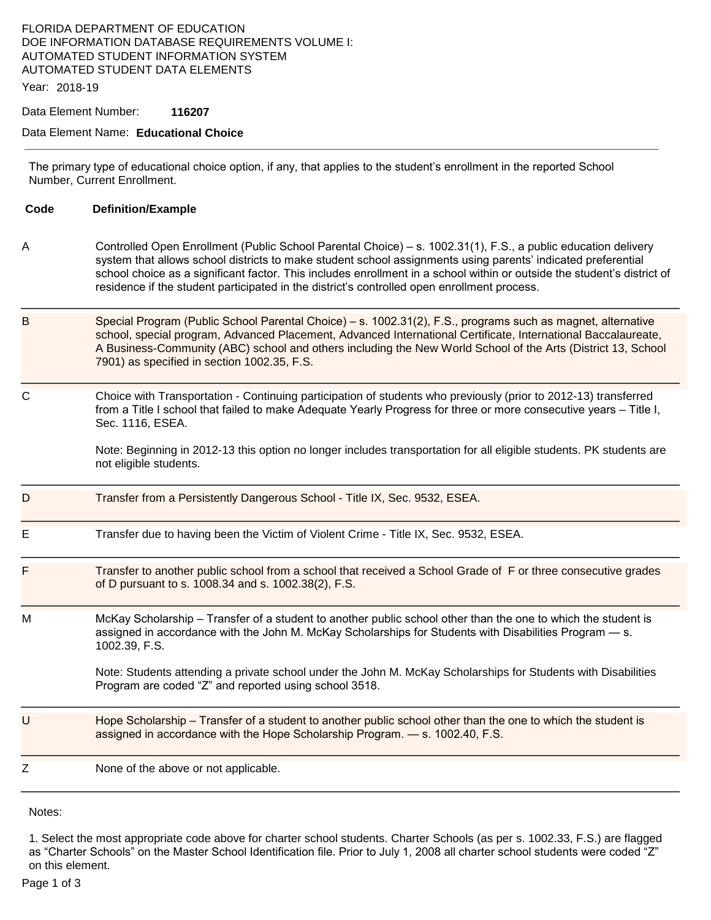FLORIDA DEPARTMENT OF EDUCATION
DOE INFORMATION DATABASE REQUIREMENTS VOLUME I:
AUTOMATED STUDENT INFORMATION SYSTEM
AUTOMATED STUDENT DATA ELEMENTS

Year: 2018-19

Data Element Number: **116207**

Data Element Name: **Educational Choice**

---

The primary type of educational choice option, if any, that applies to the student's enrollment in the reported School Number, Current Enrollment.

| Code | Definition/Example |
|---|---|
| A | Controlled Open Enrollment (Public School Parental Choice) – s. 1002.31(1), F.S., a public education delivery system that allows school districts to make student school assignments using parents' indicated preferential school choice as a significant factor. This includes enrollment in a school within or outside the student's district of residence if the student participated in the district's controlled open enrollment process. |
| B | Special Program (Public School Parental Choice) – s. 1002.31(2), F.S., programs such as magnet, alternative school, special program, Advanced Placement, Advanced International Certificate, International Baccalaureate, A Business-Community (ABC) school and others including the New World School of the Arts (District 13, School 7901) as specified in section 1002.35, F.S. |
| C | Choice with Transportation - Continuing participation of students who previously (prior to 2012-13) transferred from a Title I school that failed to make Adequate Yearly Progress for three or more consecutive years – Title I, Sec. 1116, ESEA.<br><br>Note: Beginning in 2012-13 this option no longer includes transportation for all eligible students. PK students are not eligible students. |
| D | Transfer from a Persistently Dangerous School - Title IX, Sec. 9532, ESEA. |
| E | Transfer due to having been the Victim of Violent Crime - Title IX, Sec. 9532, ESEA. |
| F | Transfer to another public school from a school that received a School Grade of F or three consecutive grades of D pursuant to s. 1008.34 and s. 1002.38(2), F.S. |
| M | McKay Scholarship – Transfer of a student to another public school other than the one to which the student is assigned in accordance with the John M. McKay Scholarships for Students with Disabilities Program — s. 1002.39, F.S.<br><br>Note: Students attending a private school under the John M. McKay Scholarships for Students with Disabilities Program are coded "Z" and reported using school 3518. |
| U | Hope Scholarship – Transfer of a student to another public school other than the one to which the student is assigned in accordance with the Hope Scholarship Program. — s. 1002.40, F.S. |
| Z | None of the above or not applicable. |

Notes:

1. Select the most appropriate code above for charter school students. Charter Schools (as per s. 1002.33, F.S.) are flagged as "Charter Schools" on the Master School Identification file. Prior to July 1, 2008 all charter school students were coded "Z" on this element.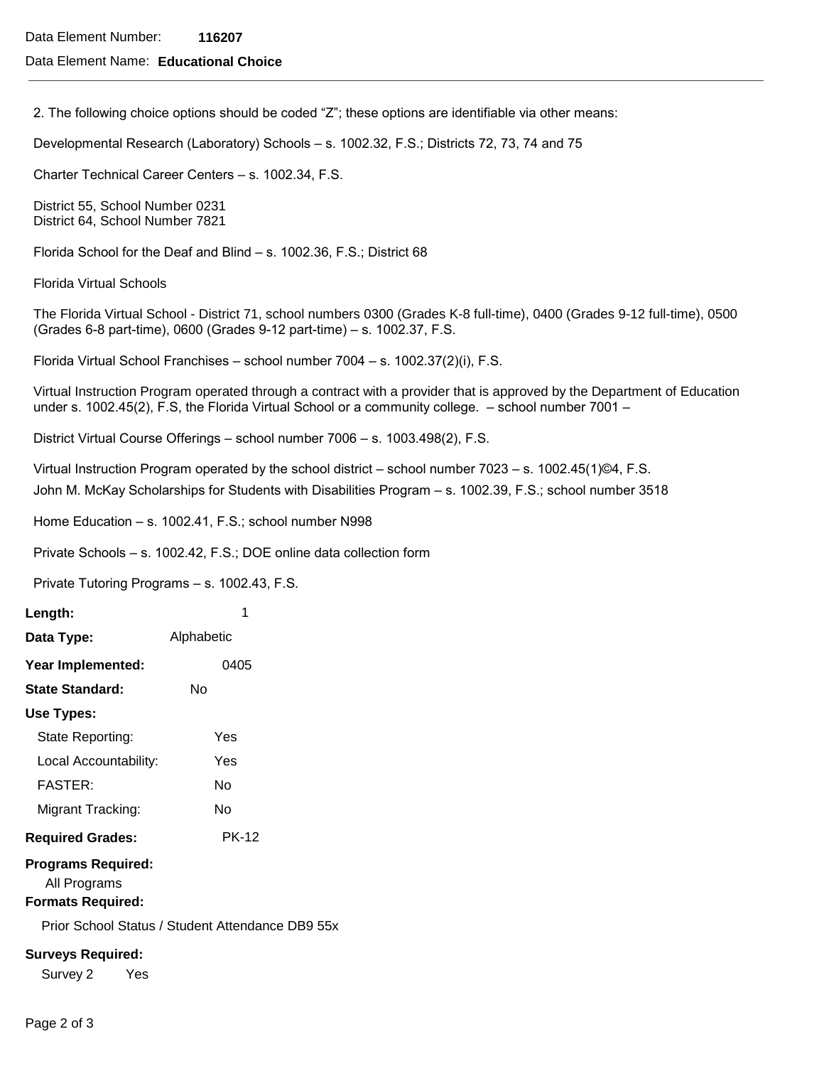Data Element Number: **116207**

Data Element Name: **Educational Choice**

---

2. The following choice options should be coded "Z"; these options are identifiable via other means:

Developmental Research (Laboratory) Schools – s. 1002.32, F.S.; Districts 72, 73, 74 and 75

Charter Technical Career Centers – s. 1002.34, F.S.

District 55, School Number 0231
District 64, School Number 7821

Florida School for the Deaf and Blind – s. 1002.36, F.S.; District 68

Florida Virtual Schools

The Florida Virtual School - District 71, school numbers 0300 (Grades K-8 full-time), 0400 (Grades 9-12 full-time), 0500 (Grades 6-8 part-time), 0600 (Grades 9-12 part-time) – s. 1002.37, F.S.

Florida Virtual School Franchises – school number 7004 – s. 1002.37(2)(i), F.S.

Virtual Instruction Program operated through a contract with a provider that is approved by the Department of Education under s. 1002.45(2), F.S, the Florida Virtual School or a community college. – school number 7001 –

District Virtual Course Offerings – school number 7006 – s. 1003.498(2), F.S.

Virtual Instruction Program operated by the school district – school number 7023 – s. 1002.45(1)©4, F.S.

John M. McKay Scholarships for Students with Disabilities Program – s. 1002.39, F.S.; school number 3518

Home Education – s. 1002.41, F.S.; school number N998

Private Schools – s. 1002.42, F.S.; DOE online data collection form

Private Tutoring Programs – s. 1002.43, F.S.

**Length:** 1

**Data Type:** Alphabetic

**Year Implemented:** 0405

**State Standard:** No

**Use Types:**

State Reporting: Yes

Local Accountability: Yes

FASTER: No

Migrant Tracking: No

**Required Grades:** PK-12

**Programs Required:**

All Programs

**Formats Required:**

Prior School Status / Student Attendance DB9 55x

**Surveys Required:**

Survey 2 Yes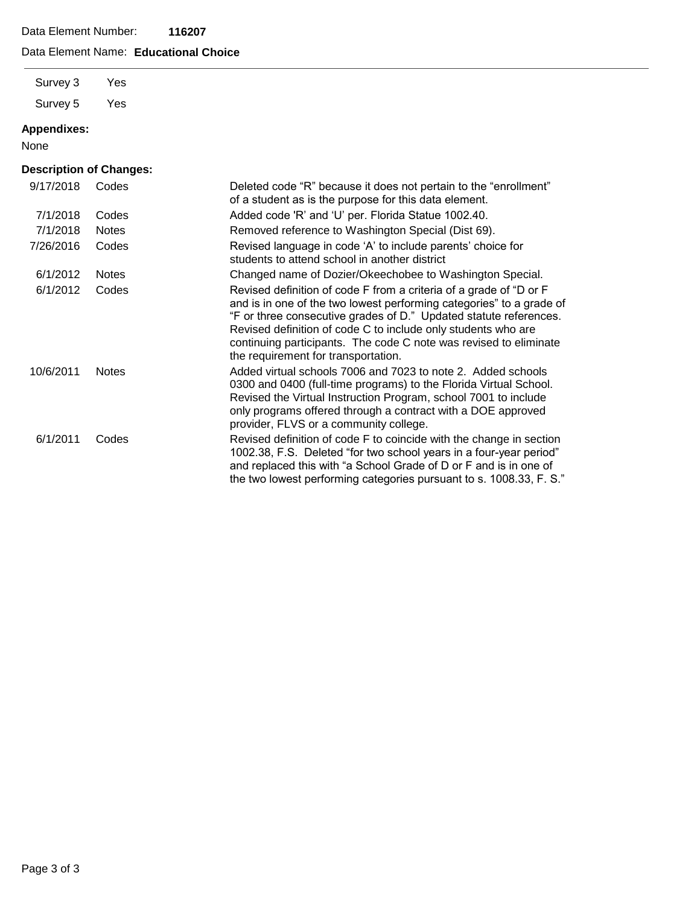Data Element Number: **116207**

Data Element Name: **Educational Choice**

| | |
|---|---|
| Survey 3 | Yes |
| Survey 5 | Yes |

**Appendixes:**

None

**Description of Changes:**

| | | |
|---|---|---|
| 9/17/2018 | Codes | Deleted code "R" because it does not pertain to the "enrollment" of a student as is the purpose for this data element. |
| 7/1/2018 | Codes | Added code 'R' and 'U' per. Florida Statue 1002.40. |
| 7/1/2018 | Notes | Removed reference to Washington Special (Dist 69). |
| 7/26/2016 | Codes | Revised language in code 'A' to include parents' choice for students to attend school in another district |
| 6/1/2012 | Notes | Changed name of Dozier/Okeechobee to Washington Special. |
| 6/1/2012 | Codes | Revised definition of code F from a criteria of a grade of "D or F and is in one of the two lowest performing categories" to a grade of "F or three consecutive grades of D." Updated statute references. Revised definition of code C to include only students who are continuing participants. The code C note was revised to eliminate the requirement for transportation. |
| 10/6/2011 | Notes | Added virtual schools 7006 and 7023 to note 2. Added schools 0300 and 0400 (full-time programs) to the Florida Virtual School. Revised the Virtual Instruction Program, school 7001 to include only programs offered through a contract with a DOE approved provider, FLVS or a community college. |
| 6/1/2011 | Codes | Revised definition of code F to coincide with the change in section 1002.38, F.S. Deleted "for two school years in a four-year period" and replaced this with "a School Grade of D or F and is in one of the two lowest performing categories pursuant to s. 1008.33, F. S." |